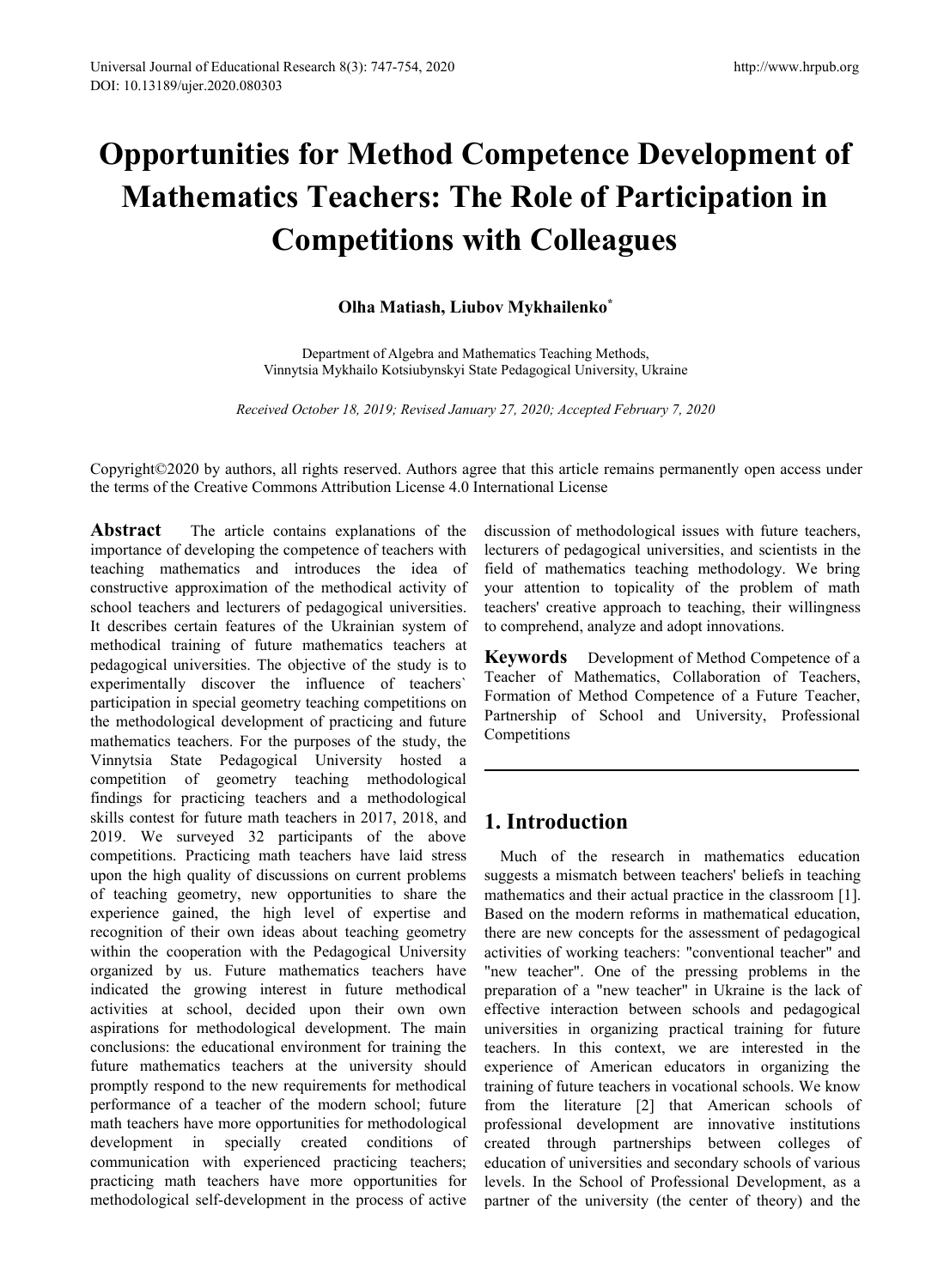# Opportunities for Method Competence Development of Mathematics Teachers: The Role of Participation in Competitions with Colleagues

**Olha Matiash, Liubov Mykhailenko***

Department of Algebra and Mathematics Teaching Methods, Vinnytsia Mykhailo Kotsiubynskyi State Pedagogical University, Ukraine

*Received October 18, 2019; Revised January 27, 2020; Accepted February 7, 2020*

Copyright©2020 by authors, all rights reserved. Authors agree that this article remains permanently open access under the terms of the Creative Commons Attribution License 4.0 International License

**Abstract** The article contains explanations of the importance of developing the competence of teachers with teaching mathematics and introduces the idea of constructive approximation of the methodical activity of school teachers and lecturers of pedagogical universities. It describes certain features of the Ukrainian system of methodical training of future mathematics teachers at pedagogical universities. The objective of the study is to experimentally discover the influence of teachers` participation in special geometry teaching competitions on the methodological development of practicing and future mathematics teachers. For the purposes of the study, the Vinnytsia State Pedagogical University hosted a competition of geometry teaching methodological findings for practicing teachers and a methodological skills contest for future math teachers in 2017, 2018, and 2019. We surveyed 32 participants of the above competitions. Practicing math teachers have laid stress upon the high quality of discussions on current problems of teaching geometry, new opportunities to share the experience gained, the high level of expertise and recognition of their own ideas about teaching geometry within the cooperation with the Pedagogical University organized by us. Future mathematics teachers have indicated the growing interest in future methodical activities at school, decided upon their own own aspirations for methodological development. The main conclusions: the educational environment for training the future mathematics teachers at the university should promptly respond to the new requirements for methodical performance of a teacher of the modern school; future math teachers have more opportunities for methodological development in specially created conditions of communication with experienced practicing teachers; practicing math teachers have more opportunities for methodological self-development in the process of active discussion of methodological issues with future teachers, lecturers of pedagogical universities, and scientists in the field of mathematics teaching methodology. We bring your attention to topicality of the problem of math teachers' creative approach to teaching, their willingness to comprehend, analyze and adopt innovations.

**Keywords** Development of Method Competence of a Teacher of Mathematics, Collaboration of Teachers, Formation of Method Competence of a Future Teacher, Partnership of School and University, Professional Competitions

## 1. Introduction

Much of the research in mathematics education suggests a mismatch between teachers' beliefs in teaching mathematics and their actual practice in the classroom [1]. Based on the modern reforms in mathematical education, there are new concepts for the assessment of pedagogical activities of working teachers: "conventional teacher" and "new teacher". One of the pressing problems in the preparation of a "new teacher" in Ukraine is the lack of effective interaction between schools and pedagogical universities in organizing practical training for future teachers. In this context, we are interested in the experience of American educators in organizing the training of future teachers in vocational schools. We know from the literature [2] that American schools of professional development are innovative institutions created through partnerships between colleges of education of universities and secondary schools of various levels. In the School of Professional Development, as a partner of the university (the center of theory) and the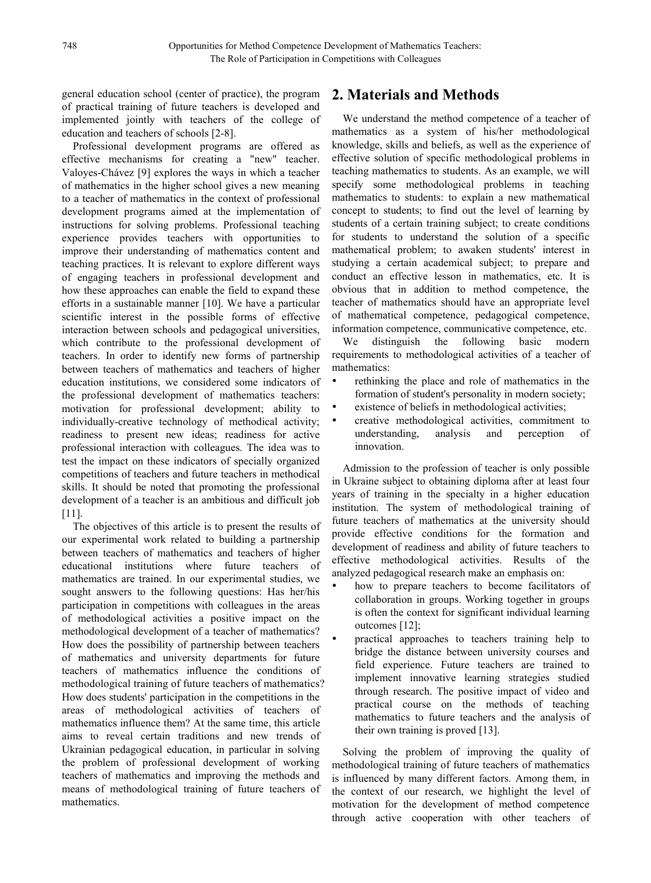general education school (center of practice), the program of practical training of future teachers is developed and implemented jointly with teachers of the college of education and teachers of schools [2-8].

Professional development programs are offered as effective mechanisms for creating a "new" teacher. Valoyes-Chávez [9] explores the ways in which a teacher of mathematics in the higher school gives a new meaning to a teacher of mathematics in the context of professional development programs aimed at the implementation of instructions for solving problems. Professional teaching experience provides teachers with opportunities to improve their understanding of mathematics content and teaching practices. It is relevant to explore different ways of engaging teachers in professional development and how these approaches can enable the field to expand these efforts in a sustainable manner [10]. We have a particular scientific interest in the possible forms of effective interaction between schools and pedagogical universities, which contribute to the professional development of teachers. In order to identify new forms of partnership between teachers of mathematics and teachers of higher education institutions, we considered some indicators of the professional development of mathematics teachers: motivation for professional development; ability to individually-creative technology of methodical activity; readiness to present new ideas; readiness for active professional interaction with colleagues. The idea was to test the impact on these indicators of specially organized competitions of teachers and future teachers in methodical skills. It should be noted that promoting the professional development of a teacher is an ambitious and difficult job [11].

The objectives of this article is to present the results of our experimental work related to building a partnership between teachers of mathematics and teachers of higher educational institutions where future teachers of mathematics are trained. In our experimental studies, we sought answers to the following questions: Has her/his participation in competitions with colleagues in the areas of methodological activities a positive impact on the methodological development of a teacher of mathematics? How does the possibility of partnership between teachers of mathematics and university departments for future teachers of mathematics influence the conditions of methodological training of future teachers of mathematics? How does students' participation in the competitions in the areas of methodological activities of teachers of mathematics influence them? At the same time, this article aims to reveal certain traditions and new trends of Ukrainian pedagogical education, in particular in solving the problem of professional development of working teachers of mathematics and improving the methods and means of methodological training of future teachers of mathematics.

## 2. Materials and Methods

We understand the method competence of a teacher of mathematics as a system of his/her methodological knowledge, skills and beliefs, as well as the experience of effective solution of specific methodological problems in teaching mathematics to students. As an example, we will specify some methodological problems in teaching mathematics to students: to explain a new mathematical concept to students; to find out the level of learning by students of a certain training subject; to create conditions for students to understand the solution of a specific mathematical problem; to awaken students' interest in studying a certain academical subject; to prepare and conduct an effective lesson in mathematics, etc. It is obvious that in addition to method competence, the teacher of mathematics should have an appropriate level of mathematical competence, pedagogical competence, information competence, communicative competence, etc.

We distinguish the following basic modern requirements to methodological activities of a teacher of mathematics:

- rethinking the place and role of mathematics in the formation of student's personality in modern society;
- existence of beliefs in methodological activities;
- creative methodological activities, commitment to understanding, analysis and perception of innovation.

Admission to the profession of teacher is only possible in Ukraine subject to obtaining diploma after at least four years of training in the specialty in a higher education institution. The system of methodological training of future teachers of mathematics at the university should provide effective conditions for the formation and development of readiness and ability of future teachers to effective methodological activities. Results of the analyzed pedagogical research make an emphasis on:

- how to prepare teachers to become facilitators of collaboration in groups. Working together in groups is often the context for significant individual learning outcomes [12];
- practical approaches to teachers training help to bridge the distance between university courses and field experience. Future teachers are trained to implement innovative learning strategies studied through research. The positive impact of video and practical course on the methods of teaching mathematics to future teachers and the analysis of their own training is proved [13].

Solving the problem of improving the quality of methodological training of future teachers of mathematics is influenced by many different factors. Among them, in the context of our research, we highlight the level of motivation for the development of method competence through active cooperation with other teachers of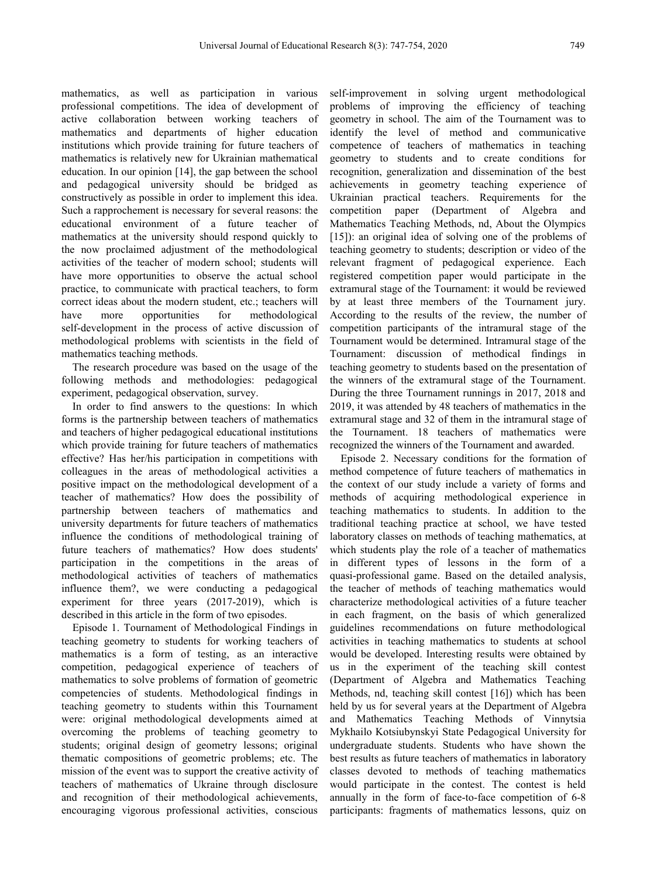mathematics, as well as participation in various professional competitions. The idea of development of active collaboration between working teachers of mathematics and departments of higher education institutions which provide training for future teachers of mathematics is relatively new for Ukrainian mathematical education. In our opinion [14], the gap between the school and pedagogical university should be bridged as constructively as possible in order to implement this idea. Such a rapprochement is necessary for several reasons: the educational environment of a future teacher of mathematics at the university should respond quickly to the now proclaimed adjustment of the methodological activities of the teacher of modern school; students will have more opportunities to observe the actual school practice, to communicate with practical teachers, to form correct ideas about the modern student, etc.; teachers will have more opportunities for methodological self-development in the process of active discussion of methodological problems with scientists in the field of mathematics teaching methods.

The research procedure was based on the usage of the following methods and methodologies: pedagogical experiment, pedagogical observation, survey.

In order to find answers to the questions: In which forms is the partnership between teachers of mathematics and teachers of higher pedagogical educational institutions which provide training for future teachers of mathematics effective? Has her/his participation in competitions with colleagues in the areas of methodological activities a positive impact on the methodological development of a teacher of mathematics? How does the possibility of partnership between teachers of mathematics and university departments for future teachers of mathematics influence the conditions of methodological training of future teachers of mathematics? How does students' participation in the competitions in the areas of methodological activities of teachers of mathematics influence them?, we were conducting a pedagogical experiment for three years (2017-2019), which is described in this article in the form of two episodes.

Episode 1. Tournament of Methodological Findings in teaching geometry to students for working teachers of mathematics is a form of testing, as an interactive competition, pedagogical experience of teachers of mathematics to solve problems of formation of geometric competencies of students. Methodological findings in teaching geometry to students within this Tournament were: original methodological developments aimed at overcoming the problems of teaching geometry to students; original design of geometry lessons; original thematic compositions of geometric problems; etc. The mission of the event was to support the creative activity of teachers of mathematics of Ukraine through disclosure and recognition of their methodological achievements, encouraging vigorous professional activities, conscious self-improvement in solving urgent methodological problems of improving the efficiency of teaching geometry in school. The aim of the Tournament was to identify the level of method and communicative competence of teachers of mathematics in teaching geometry to students and to create conditions for recognition, generalization and dissemination of the best achievements in geometry teaching experience of Ukrainian practical teachers. Requirements for the competition paper (Department of Algebra and Mathematics Teaching Methods, nd, About the Olympics [15]): an original idea of solving one of the problems of teaching geometry to students; description or video of the relevant fragment of pedagogical experience. Each registered competition paper would participate in the extramural stage of the Tournament: it would be reviewed by at least three members of the Tournament jury. According to the results of the review, the number of competition participants of the intramural stage of the Tournament would be determined. Intramural stage of the Tournament: discussion of methodical findings in teaching geometry to students based on the presentation of the winners of the extramural stage of the Tournament. During the three Tournament runnings in 2017, 2018 and 2019, it was attended by 48 teachers of mathematics in the extramural stage and 32 of them in the intramural stage of the Tournament. 18 teachers of mathematics were recognized the winners of the Tournament and awarded.

Episode 2. Necessary conditions for the formation of method competence of future teachers of mathematics in the context of our study include a variety of forms and methods of acquiring methodological experience in teaching mathematics to students. In addition to the traditional teaching practice at school, we have tested laboratory classes on methods of teaching mathematics, at which students play the role of a teacher of mathematics in different types of lessons in the form of a quasi-professional game. Based on the detailed analysis, the teacher of methods of teaching mathematics would characterize methodological activities of a future teacher in each fragment, on the basis of which generalized guidelines recommendations on future methodological activities in teaching mathematics to students at school would be developed. Interesting results were obtained by us in the experiment of the teaching skill contest (Department of Algebra and Mathematics Teaching Methods, nd, teaching skill contest [16]) which has been held by us for several years at the Department of Algebra and Mathematics Teaching Methods of Vinnytsia Mykhailo Kotsiubynskyi State Pedagogical University for undergraduate students. Students who have shown the best results as future teachers of mathematics in laboratory classes devoted to methods of teaching mathematics would participate in the contest. The contest is held annually in the form of face-to-face competition of 6-8 participants: fragments of mathematics lessons, quiz on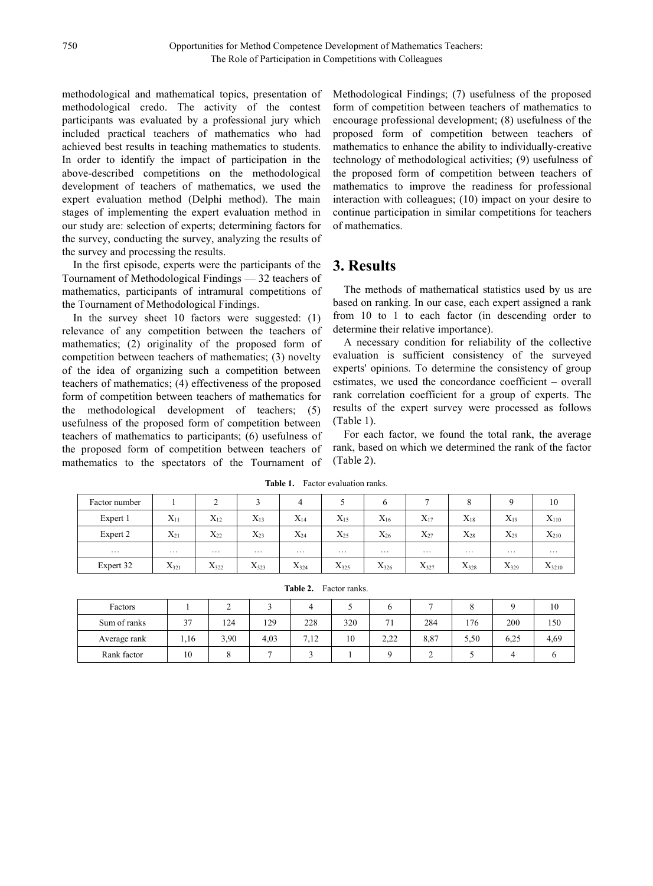methodological and mathematical topics, presentation of methodological credo. The activity of the contest participants was evaluated by a professional jury which included practical teachers of mathematics who had achieved best results in teaching mathematics to students. In order to identify the impact of participation in the above-described competitions on the methodological development of teachers of mathematics, we used the expert evaluation method (Delphi method). The main stages of implementing the expert evaluation method in our study are: selection of experts; determining factors for the survey, conducting the survey, analyzing the results of the survey and processing the results.

In the first episode, experts were the participants of the Tournament of Methodological Findings — 32 teachers of mathematics, participants of intramural competitions of the Tournament of Methodological Findings.

In the survey sheet 10 factors were suggested: (1) relevance of any competition between the teachers of mathematics; (2) originality of the proposed form of competition between teachers of mathematics; (3) novelty of the idea of organizing such a competition between teachers of mathematics; (4) effectiveness of the proposed form of competition between teachers of mathematics for the methodological development of teachers; (5) usefulness of the proposed form of competition between teachers of mathematics to participants; (6) usefulness of the proposed form of competition between teachers of mathematics to the spectators of the Tournament of Methodological Findings; (7) usefulness of the proposed form of competition between teachers of mathematics to encourage professional development; (8) usefulness of the proposed form of competition between teachers of mathematics to enhance the ability to individually-creative technology of methodological activities; (9) usefulness of the proposed form of competition between teachers of mathematics to improve the readiness for professional interaction with colleagues; (10) impact on your desire to continue participation in similar competitions for teachers of mathematics.

# 3. Results

The methods of mathematical statistics used by us are based on ranking. In our case, each expert assigned a rank from 10 to 1 to each factor (in descending order to determine their relative importance).

A necessary condition for reliability of the collective evaluation is sufficient consistency of the surveyed experts' opinions. To determine the consistency of group estimates, we used the concordance coefficient – overall rank correlation coefficient for a group of experts. The results of the expert survey were processed as follows (Table 1).

For each factor, we found the total rank, the average rank, based on which we determined the rank of the factor (Table 2).

**Table 1.** Factor evaluation ranks.

| Factor number | 1 | 2 | 3 | 4 | 5 | 6 | 7 | 8 | 9 | 10 |
|---|---|---|---|---|---|---|---|---|---|---|
| Expert 1 | $X_{11}$ | $X_{12}$ | $X_{13}$ | $X_{14}$ | $X_{15}$ | $X_{16}$ | $X_{17}$ | $X_{18}$ | $X_{19}$ | $X_{110}$ |
| Expert 2 | $X_{21}$ | $X_{22}$ | $X_{23}$ | $X_{24}$ | $X_{25}$ | $X_{26}$ | $X_{27}$ | $X_{28}$ | $X_{29}$ | $X_{210}$ |
| … | … | … | … | … | … | … | … | … | … | … |
| Expert 32 | $X_{321}$ | $X_{322}$ | $X_{323}$ | $X_{324}$ | $X_{325}$ | $X_{326}$ | $X_{327}$ | $X_{328}$ | $X_{329}$ | $X_{3210}$ |

**Table 2.** Factor ranks.

| Factors | 1 | 2 | 3 | 4 | 5 | 6 | 7 | 8 | 9 | 10 |
|---|---|---|---|---|---|---|---|---|---|---|
| Sum of ranks | 37 | 124 | 129 | 228 | 320 | 71 | 284 | 176 | 200 | 150 |
| Average rank | 1,16 | 3,90 | 4,03 | 7,12 | 10 | 2,22 | 8,87 | 5,50 | 6,25 | 4,69 |
| Rank factor | 10 | 8 | 7 | 3 | 1 | 9 | 2 | 5 | 4 | 6 |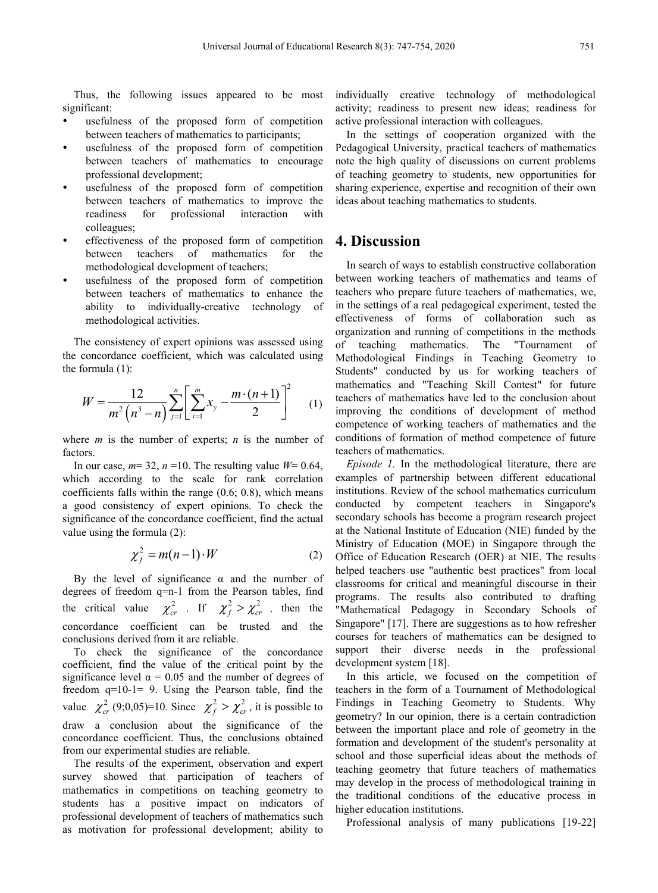Thus, the following issues appeared to be most significant:

- usefulness of the proposed form of competition between teachers of mathematics to participants;
- usefulness of the proposed form of competition between teachers of mathematics to encourage professional development;
- usefulness of the proposed form of competition between teachers of mathematics to improve the readiness for professional interaction with colleagues;
- effectiveness of the proposed form of competition between teachers of mathematics for the methodological development of teachers;
- usefulness of the proposed form of competition between teachers of mathematics to enhance the ability to individually-creative technology of methodological activities.

The consistency of expert opinions was assessed using the concordance coefficient, which was calculated using the formula (1):

$$W = \frac{12}{m^2\left(n^3 - n\right)} \sum_{j=1}^{n} \left[ \sum_{i=1}^{m} x_y - \frac{m \cdot (n+1)}{2} \right]^2 \qquad (1)$$

where $m$ is the number of experts; $n$ is the number of factors.

In our case, $m$= 32, $n$ =10. The resulting value $W$= 0.64, which according to the scale for rank correlation coefficients falls within the range (0.6; 0.8), which means a good consistency of expert opinions. To check the significance of the concordance coefficient, find the actual value using the formula (2):

$$\chi_f^2 = m(n-1) \cdot W \qquad (2)$$

By the level of significance α and the number of degrees of freedom q=n-1 from the Pearson tables, find the critical value $\chi_{cr}^2$ . If $\chi_f^2 > \chi_{cr}^2$ , then the concordance coefficient can be trusted and the conclusions derived from it are reliable.

To check the significance of the concordance coefficient, find the value of the critical point by the significance level α = 0.05 and the number of degrees of freedom q=10-1= 9. Using the Pearson table, find the value $\chi_{cr}^2$ (9;0,05)=10. Since $\chi_f^2 > \chi_{cr}^2$, it is possible to draw a conclusion about the significance of the concordance coefficient. Thus, the conclusions obtained from our experimental studies are reliable.

The results of the experiment, observation and expert survey showed that participation of teachers of mathematics in competitions on teaching geometry to students has a positive impact on indicators of professional development of teachers of mathematics such as motivation for professional development; ability to individually creative technology of methodological activity; readiness to present new ideas; readiness for active professional interaction with colleagues.

In the settings of cooperation organized with the Pedagogical University, practical teachers of mathematics note the high quality of discussions on current problems of teaching geometry to students, new opportunities for sharing experience, expertise and recognition of their own ideas about teaching mathematics to students.

## 4. Discussion

In search of ways to establish constructive collaboration between working teachers of mathematics and teams of teachers who prepare future teachers of mathematics, we, in the settings of a real pedagogical experiment, tested the effectiveness of forms of collaboration such as organization and running of competitions in the methods of teaching mathematics. The "Tournament of Methodological Findings in Teaching Geometry to Students" conducted by us for working teachers of mathematics and "Teaching Skill Contest" for future teachers of mathematics have led to the conclusion about improving the conditions of development of method competence of working teachers of mathematics and the conditions of formation of method competence of future teachers of mathematics.

*Episode 1.* In the methodological literature, there are examples of partnership between different educational institutions. Review of the school mathematics curriculum conducted by competent teachers in Singapore's secondary schools has become a program research project at the National Institute of Education (NIE) funded by the Ministry of Education (MOE) in Singapore through the Office of Education Research (OER) at NIE. The results helped teachers use "authentic best practices" from local classrooms for critical and meaningful discourse in their programs. The results also contributed to drafting "Mathematical Pedagogy in Secondary Schools of Singapore" [17]. There are suggestions as to how refresher courses for teachers of mathematics can be designed to support their diverse needs in the professional development system [18].

In this article, we focused on the competition of teachers in the form of a Tournament of Methodological Findings in Teaching Geometry to Students. Why geometry? In our opinion, there is a certain contradiction between the important place and role of geometry in the formation and development of the student's personality at school and those superficial ideas about the methods of teaching geometry that future teachers of mathematics may develop in the process of methodological training in the traditional conditions of the educative process in higher education institutions.

Professional analysis of many publications [19-22]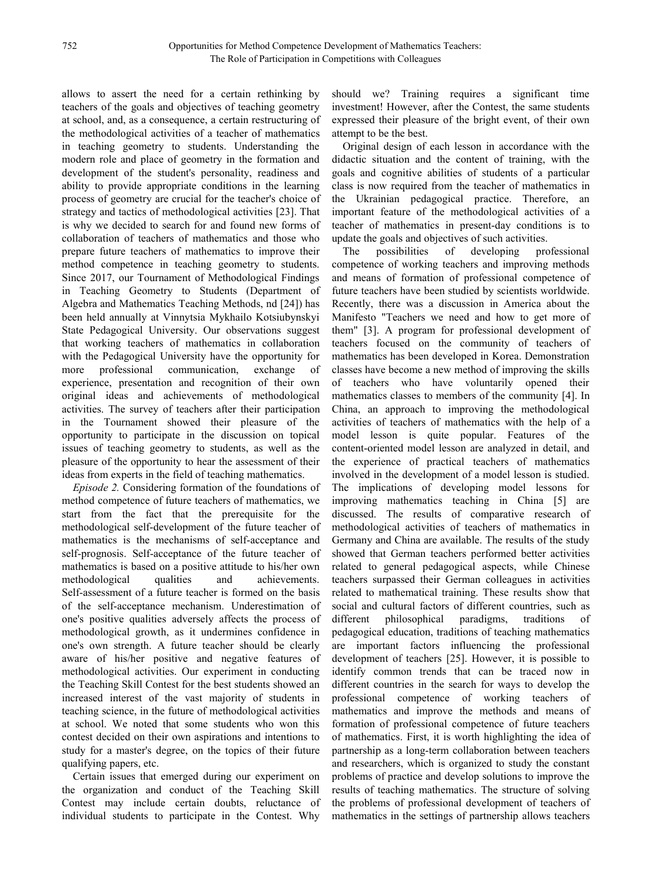allows to assert the need for a certain rethinking by teachers of the goals and objectives of teaching geometry at school, and, as a consequence, a certain restructuring of the methodological activities of a teacher of mathematics in teaching geometry to students. Understanding the modern role and place of geometry in the formation and development of the student's personality, readiness and ability to provide appropriate conditions in the learning process of geometry are crucial for the teacher's choice of strategy and tactics of methodological activities [23]. That is why we decided to search for and found new forms of collaboration of teachers of mathematics and those who prepare future teachers of mathematics to improve their method competence in teaching geometry to students. Since 2017, our Tournament of Methodological Findings in Teaching Geometry to Students (Department of Algebra and Mathematics Teaching Methods, nd [24]) has been held annually at Vinnytsia Mykhailo Kotsiubynskyi State Pedagogical University. Our observations suggest that working teachers of mathematics in collaboration with the Pedagogical University have the opportunity for more professional communication, exchange of experience, presentation and recognition of their own original ideas and achievements of methodological activities. The survey of teachers after their participation in the Tournament showed their pleasure of the opportunity to participate in the discussion on topical issues of teaching geometry to students, as well as the pleasure of the opportunity to hear the assessment of their ideas from experts in the field of teaching mathematics.

*Episode 2.* Considering formation of the foundations of method competence of future teachers of mathematics, we start from the fact that the prerequisite for the methodological self-development of the future teacher of mathematics is the mechanisms of self-acceptance and self-prognosis. Self-acceptance of the future teacher of mathematics is based on a positive attitude to his/her own methodological qualities and achievements. Self-assessment of a future teacher is formed on the basis of the self-acceptance mechanism. Underestimation of one's positive qualities adversely affects the process of methodological growth, as it undermines confidence in one's own strength. A future teacher should be clearly aware of his/her positive and negative features of methodological activities. Our experiment in conducting the Teaching Skill Contest for the best students showed an increased interest of the vast majority of students in teaching science, in the future of methodological activities at school. We noted that some students who won this contest decided on their own aspirations and intentions to study for a master's degree, on the topics of their future qualifying papers, etc.

Certain issues that emerged during our experiment on the organization and conduct of the Teaching Skill Contest may include certain doubts, reluctance of individual students to participate in the Contest. Why should we? Training requires a significant time investment! However, after the Contest, the same students expressed their pleasure of the bright event, of their own attempt to be the best.

Original design of each lesson in accordance with the didactic situation and the content of training, with the goals and cognitive abilities of students of a particular class is now required from the teacher of mathematics in the Ukrainian pedagogical practice. Therefore, an important feature of the methodological activities of a teacher of mathematics in present-day conditions is to update the goals and objectives of such activities.

The possibilities of developing professional competence of working teachers and improving methods and means of formation of professional competence of future teachers have been studied by scientists worldwide. Recently, there was a discussion in America about the Manifesto "Teachers we need and how to get more of them" [3]. A program for professional development of teachers focused on the community of teachers of mathematics has been developed in Korea. Demonstration classes have become a new method of improving the skills of teachers who have voluntarily opened their mathematics classes to members of the community [4]. In China, an approach to improving the methodological activities of teachers of mathematics with the help of a model lesson is quite popular. Features of the content-oriented model lesson are analyzed in detail, and the experience of practical teachers of mathematics involved in the development of a model lesson is studied. The implications of developing model lessons for improving mathematics teaching in China [5] are discussed. The results of comparative research of methodological activities of teachers of mathematics in Germany and China are available. The results of the study showed that German teachers performed better activities related to general pedagogical aspects, while Chinese teachers surpassed their German colleagues in activities related to mathematical training. These results show that social and cultural factors of different countries, such as different philosophical paradigms, traditions of pedagogical education, traditions of teaching mathematics are important factors influencing the professional development of teachers [25]. However, it is possible to identify common trends that can be traced now in different countries in the search for ways to develop the professional competence of working teachers of mathematics and improve the methods and means of formation of professional competence of future teachers of mathematics. First, it is worth highlighting the idea of partnership as a long-term collaboration between teachers and researchers, which is organized to study the constant problems of practice and develop solutions to improve the results of teaching mathematics. The structure of solving the problems of professional development of teachers of mathematics in the settings of partnership allows teachers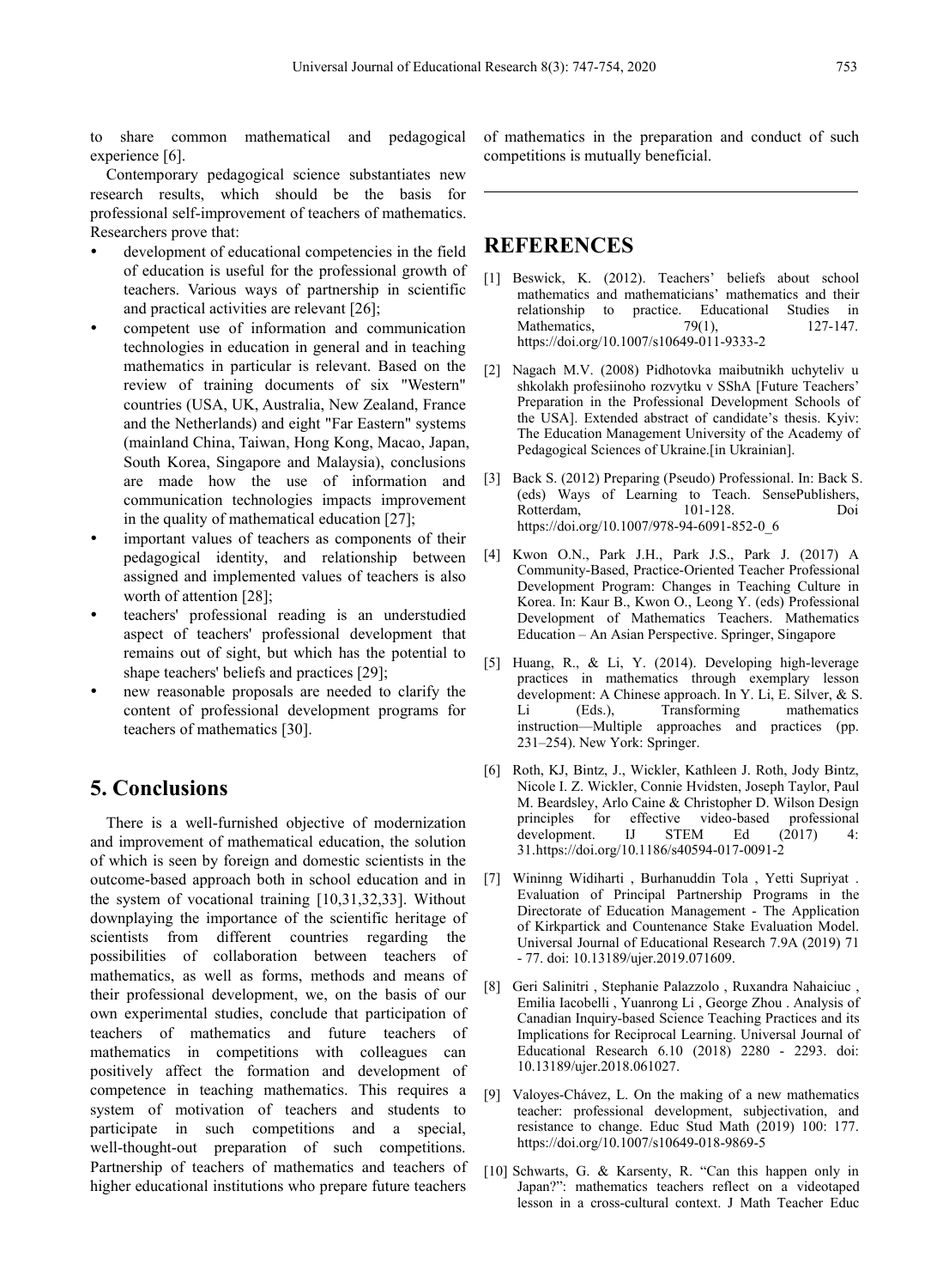to share common mathematical and pedagogical experience [6].

Contemporary pedagogical science substantiates new research results, which should be the basis for professional self-improvement of teachers of mathematics. Researchers prove that:

- development of educational competencies in the field of education is useful for the professional growth of teachers. Various ways of partnership in scientific and practical activities are relevant [26];
- competent use of information and communication technologies in education in general and in teaching mathematics in particular is relevant. Based on the review of training documents of six "Western" countries (USA, UK, Australia, New Zealand, France and the Netherlands) and eight "Far Eastern" systems (mainland China, Taiwan, Hong Kong, Macao, Japan, South Korea, Singapore and Malaysia), conclusions are made how the use of information and communication technologies impacts improvement in the quality of mathematical education [27];
- important values of teachers as components of their pedagogical identity, and relationship between assigned and implemented values of teachers is also worth of attention [28];
- teachers' professional reading is an understudied aspect of teachers' professional development that remains out of sight, but which has the potential to shape teachers' beliefs and practices [29];
- new reasonable proposals are needed to clarify the content of professional development programs for teachers of mathematics [30].

## 5. Conclusions

There is a well-furnished objective of modernization and improvement of mathematical education, the solution of which is seen by foreign and domestic scientists in the outcome-based approach both in school education and in the system of vocational training [10,31,32,33]. Without downplaying the importance of the scientific heritage of scientists from different countries regarding the possibilities of collaboration between teachers of mathematics, as well as forms, methods and means of their professional development, we, on the basis of our own experimental studies, conclude that participation of teachers of mathematics and future teachers of mathematics in competitions with colleagues can positively affect the formation and development of competence in teaching mathematics. This requires a system of motivation of teachers and students to participate in such competitions and a special, well-thought-out preparation of such competitions. Partnership of teachers of mathematics and teachers of higher educational institutions who prepare future teachers of mathematics in the preparation and conduct of such competitions is mutually beneficial.

## REFERENCES

[1] Beswick, K. (2012). Teachers' beliefs about school mathematics and mathematicians' mathematics and their relationship to practice. Educational Studies in Mathematics, 79(1), 127-147. https://doi.org/10.1007/s10649-011-9333-2

[2] Nagach M.V. (2008) Pidhotovka maibutnikh uchyteliv u shkolakh profesiinoho rozvytku v SShA [Future Teachers' Preparation in the Professional Development Schools of the USA]. Extended abstract of candidate's thesis. Kyiv: The Education Management University of the Academy of Pedagogical Sciences of Ukraine.[in Ukrainian].

[3] Back S. (2012) Preparing (Pseudo) Professional. In: Back S. (eds) Ways of Learning to Teach. SensePublishers, Rotterdam, 101-128. Doi https://doi.org/10.1007/978-94-6091-852-0_6

[4] Kwon O.N., Park J.H., Park J.S., Park J. (2017) A Community-Based, Practice-Oriented Teacher Professional Development Program: Changes in Teaching Culture in Korea. In: Kaur B., Kwon O., Leong Y. (eds) Professional Development of Mathematics Teachers. Mathematics Education – An Asian Perspective. Springer, Singapore

[5] Huang, R., & Li, Y. (2014). Developing high-leverage practices in mathematics through exemplary lesson development: A Chinese approach. In Y. Li, E. Silver, & S. Li (Eds.), Transforming mathematics instruction—Multiple approaches and practices (pp. 231–254). New York: Springer.

[6] Roth, KJ, Bintz, J., Wickler, Kathleen J. Roth, Jody Bintz, Nicole I. Z. Wickler, Connie Hvidsten, Joseph Taylor, Paul M. Beardsley, Arlo Caine & Christopher D. Wilson Design principles for effective video-based professional development. IJ STEM Ed (2017) 4: 31.https://doi.org/10.1186/s40594-017-0091-2

[7] Wininng Widiharti , Burhanuddin Tola , Yetti Supriyat . Evaluation of Principal Partnership Programs in the Directorate of Education Management - The Application of Kirkpartick and Countenance Stake Evaluation Model. Universal Journal of Educational Research 7.9A (2019) 71 - 77. doi: 10.13189/ujer.2019.071609.

[8] Geri Salinitri , Stephanie Palazzolo , Ruxandra Nahaiciuc , Emilia Iacobelli , Yuanrong Li , George Zhou . Analysis of Canadian Inquiry-based Science Teaching Practices and its Implications for Reciprocal Learning. Universal Journal of Educational Research 6.10 (2018) 2280 - 2293. doi: 10.13189/ujer.2018.061027.

[9] Valoyes-Chávez, L. On the making of a new mathematics teacher: professional development, subjectivation, and resistance to change. Educ Stud Math (2019) 100: 177. https://doi.org/10.1007/s10649-018-9869-5

[10] Schwarts, G. & Karsenty, R. "Can this happen only in Japan?": mathematics teachers reflect on a videotaped lesson in a cross-cultural context. J Math Teacher Educ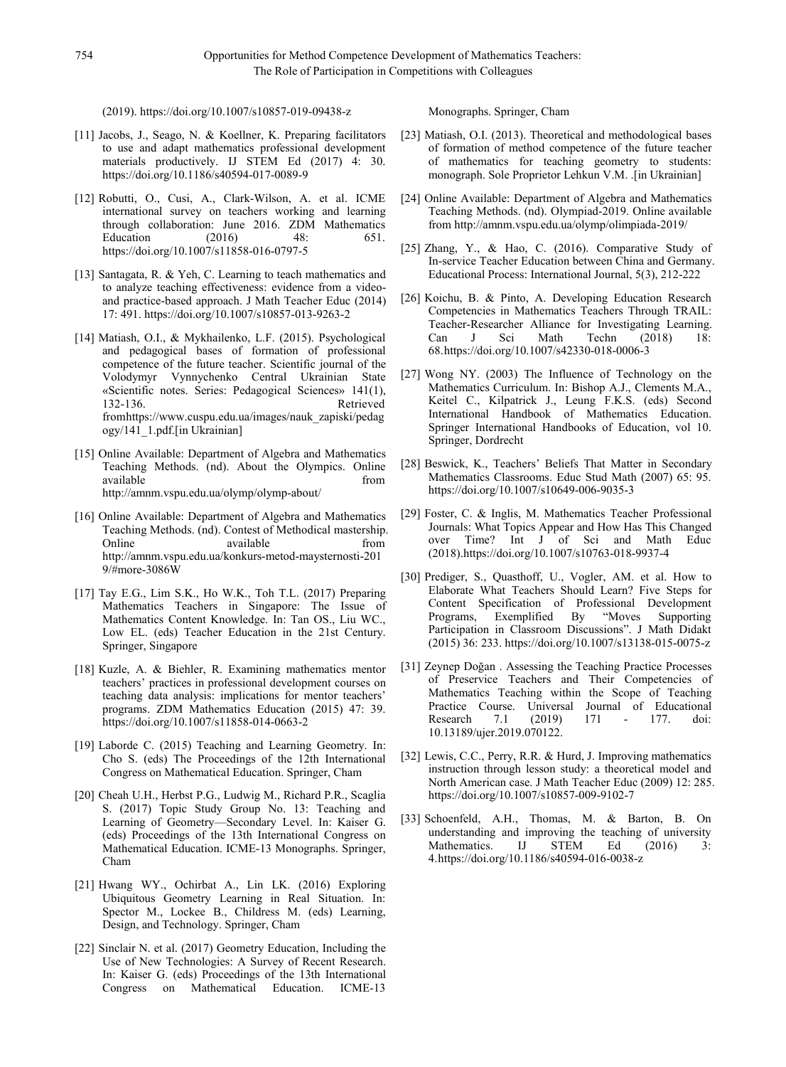(2019). https://doi.org/10.1007/s10857-019-09438-z

[11] Jacobs, J., Seago, N. & Koellner, K. Preparing facilitators to use and adapt mathematics professional development materials productively. IJ STEM Ed (2017) 4: 30. https://doi.org/10.1186/s40594-017-0089-9

[12] Robutti, O., Cusi, A., Clark-Wilson, A. et al. ICME international survey on teachers working and learning through collaboration: June 2016. ZDM Mathematics Education (2016) 48: 651. https://doi.org/10.1007/s11858-016-0797-5

[13] Santagata, R. & Yeh, C. Learning to teach mathematics and to analyze teaching effectiveness: evidence from a video- and practice-based approach. J Math Teacher Educ (2014) 17: 491. https://doi.org/10.1007/s10857-013-9263-2

[14] Matiash, O.I., & Mykhailenko, L.F. (2015). Psychological and pedagogical bases of formation of professional competence of the future teacher. Scientific journal of the Volodymyr Vynnychenko Central Ukrainian State «Scientific notes. Series: Pedagogical Sciences» 141(1), 132-136. Retrieved fromhttps://www.cuspu.edu.ua/images/nauk_zapiski/pedagogy/141_1.pdf.[in Ukrainian]

[15] Online Available: Department of Algebra and Mathematics Teaching Methods. (nd). About the Olympics. Online available from http://amnm.vspu.edu.ua/olymp/olymp-about/

[16] Online Available: Department of Algebra and Mathematics Teaching Methods. (nd). Contest of Methodical mastership. Online available from http://amnm.vspu.edu.ua/konkurs-metod-maysternosti-2019/#more-3086W

[17] Tay E.G., Lim S.K., Ho W.K., Toh T.L. (2017) Preparing Mathematics Teachers in Singapore: The Issue of Mathematics Content Knowledge. In: Tan OS., Liu WC., Low EL. (eds) Teacher Education in the 21st Century. Springer, Singapore

[18] Kuzle, A. & Biehler, R. Examining mathematics mentor teachers' practices in professional development courses on teaching data analysis: implications for mentor teachers' programs. ZDM Mathematics Education (2015) 47: 39. https://doi.org/10.1007/s11858-014-0663-2

[19] Laborde C. (2015) Teaching and Learning Geometry. In: Cho S. (eds) The Proceedings of the 12th International Congress on Mathematical Education. Springer, Cham

[20] Cheah U.H., Herbst P.G., Ludwig M., Richard P.R., Scaglia S. (2017) Topic Study Group No. 13: Teaching and Learning of Geometry—Secondary Level. In: Kaiser G. (eds) Proceedings of the 13th International Congress on Mathematical Education. ICME-13 Monographs. Springer, Cham

[21] Hwang WY., Ochirbat A., Lin LK. (2016) Exploring Ubiquitous Geometry Learning in Real Situation. In: Spector M., Lockee B., Childress M. (eds) Learning, Design, and Technology. Springer, Cham

[22] Sinclair N. et al. (2017) Geometry Education, Including the Use of New Technologies: A Survey of Recent Research. In: Kaiser G. (eds) Proceedings of the 13th International Congress on Mathematical Education. ICME-13 Monographs. Springer, Cham

[23] Matiash, O.I. (2013). Theoretical and methodological bases of formation of method competence of the future teacher of mathematics for teaching geometry to students: monograph. Sole Proprietor Lehkun V.M. .[in Ukrainian]

[24] Online Available: Department of Algebra and Mathematics Teaching Methods. (nd). Olympiad-2019. Online available from http://amnm.vspu.edu.ua/olymp/olimpiada-2019/

[25] Zhang, Y., & Hao, C. (2016). Comparative Study of In-service Teacher Education between China and Germany. Educational Process: International Journal, 5(3), 212-222

[26] Koichu, B. & Pinto, A. Developing Education Research Competencies in Mathematics Teachers Through TRAIL: Teacher-Researcher Alliance for Investigating Learning. Can J Sci Math Techn (2018) 18: 68.https://doi.org/10.1007/s42330-018-0006-3

[27] Wong NY. (2003) The Influence of Technology on the Mathematics Curriculum. In: Bishop A.J., Clements M.A., Keitel C., Kilpatrick J., Leung F.K.S. (eds) Second International Handbook of Mathematics Education. Springer International Handbooks of Education, vol 10. Springer, Dordrecht

[28] Beswick, K., Teachers' Beliefs That Matter in Secondary Mathematics Classrooms. Educ Stud Math (2007) 65: 95. https://doi.org/10.1007/s10649-006-9035-3

[29] Foster, C. & Inglis, M. Mathematics Teacher Professional Journals: What Topics Appear and How Has This Changed over Time? Int J of Sci and Math Educ (2018).https://doi.org/10.1007/s10763-018-9937-4

[30] Prediger, S., Quasthoff, U., Vogler, AM. et al. How to Elaborate What Teachers Should Learn? Five Steps for Content Specification of Professional Development Programs, Exemplified By "Moves Supporting Participation in Classroom Discussions". J Math Didakt (2015) 36: 233. https://doi.org/10.1007/s13138-015-0075-z

[31] Zeynep Doğan . Assessing the Teaching Practice Processes of Preservice Teachers and Their Competencies of Mathematics Teaching within the Scope of Teaching Practice Course. Universal Journal of Educational Research 7.1 (2019) 171 - 177. doi: 10.13189/ujer.2019.070122.

[32] Lewis, C.C., Perry, R.R. & Hurd, J. Improving mathematics instruction through lesson study: a theoretical model and North American case. J Math Teacher Educ (2009) 12: 285. https://doi.org/10.1007/s10857-009-9102-7

[33] Schoenfeld, A.H., Thomas, M. & Barton, B. On understanding and improving the teaching of university Mathematics. IJ STEM Ed (2016) 3: 4.https://doi.org/10.1186/s40594-016-0038-z